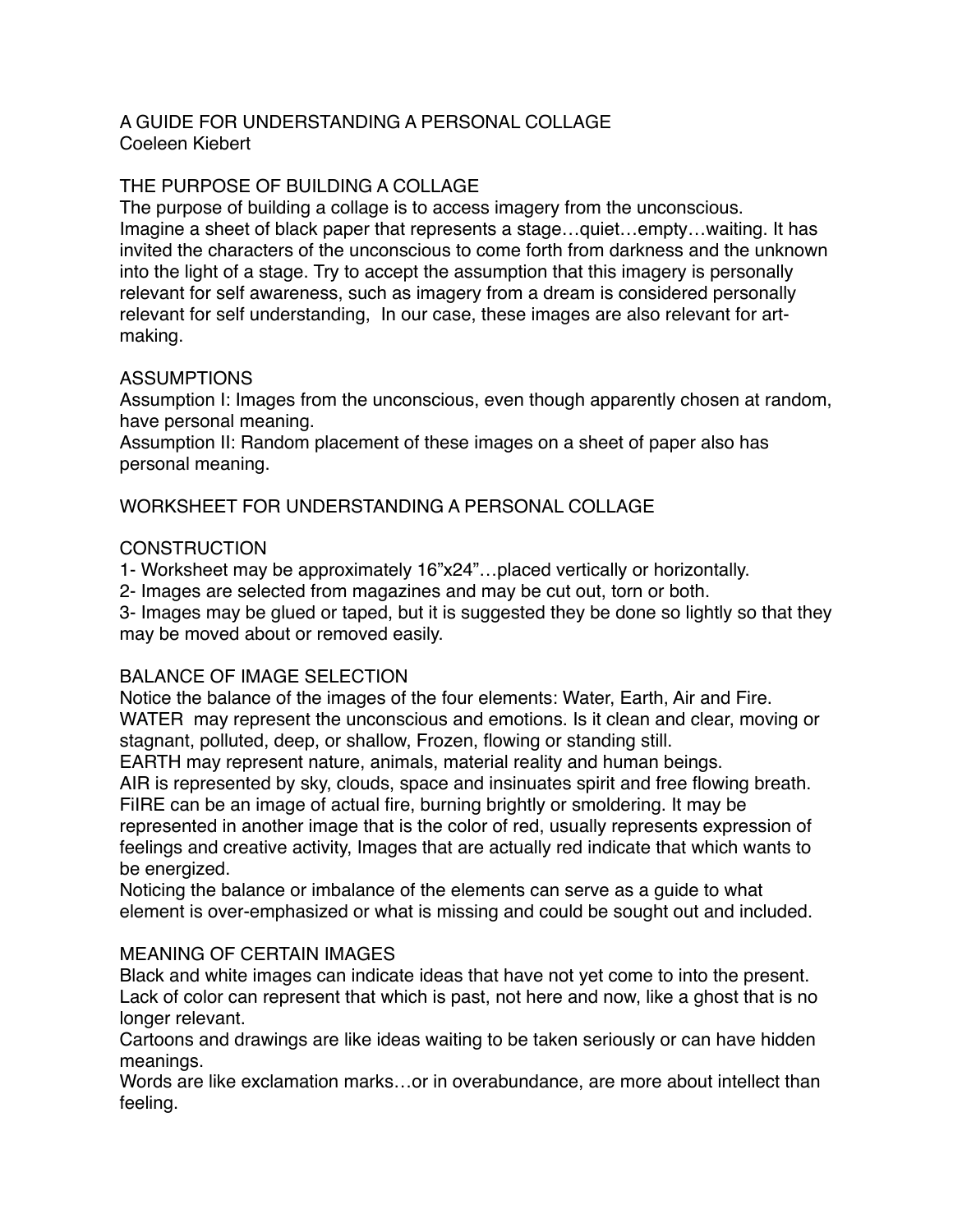# A GUIDE FOR UNDERSTANDING A PERSONAL COLLAGE

Coeleen Kiebert

## THE PURPOSE OF BUILDING A COLLAGE

The purpose of building a collage is to access imagery from the unconscious. Imagine a sheet of black paper that represents a stage…quiet…empty…waiting. It has invited the characters of the unconscious to come forth from darkness and the unknown into the light of a stage. Try to accept the assumption that this imagery is personally relevant for self awareness, such as imagery from a dream is considered personally relevant for self understanding, In our case, these images are also relevant for art-making.

## ASSUMPTIONS

Assumption I: Images from the unconscious, even though apparently chosen at random, have personal meaning.

Assumption II: Random placement of these images on a sheet of paper also has personal meaning.

## WORKSHEET FOR UNDERSTANDING A PERSONAL COLLAGE

### CONSTRUCTION

1- Worksheet may be approximately 16"x24"…placed vertically or horizontally.

2- Images are selected from magazines and may be cut out, torn or both.

3- Images may be glued or taped, but it is suggested they be done so lightly so that they may be moved about or removed easily.

### BALANCE OF IMAGE SELECTION

Notice the balance of the images of the four elements: Water, Earth, Air and Fire.

WATER may represent the unconscious and emotions. Is it clean and clear, moving or stagnant, polluted, deep, or shallow, Frozen, flowing or standing still.

EARTH may represent nature, animals, material reality and human beings.

AIR is represented by sky, clouds, space and insinuates spirit and free flowing breath.

FiIRE can be an image of actual fire, burning brightly or smoldering. It may be represented in another image that is the color of red, usually represents expression of feelings and creative activity, Images that are actually red indicate that which wants to be energized.

Noticing the balance or imbalance of the elements can serve as a guide to what element is over-emphasized or what is missing and could be sought out and included.

### MEANING OF CERTAIN IMAGES

Black and white images can indicate ideas that have not yet come to into the present. Lack of color can represent that which is past, not here and now, like a ghost that is no longer relevant.

Cartoons and drawings are like ideas waiting to be taken seriously or can have hidden meanings.

Words are like exclamation marks…or in overabundance, are more about intellect than feeling.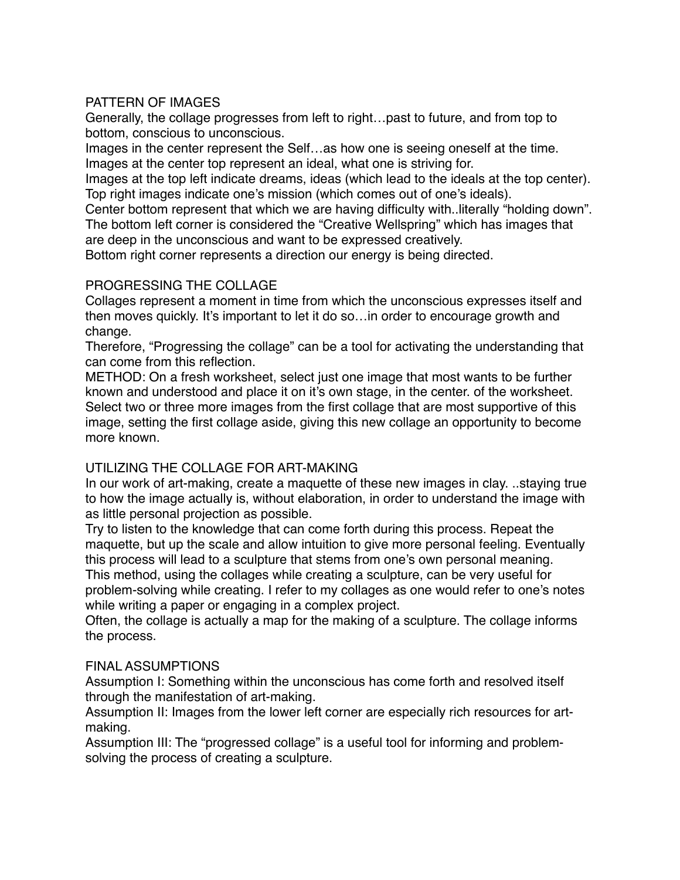## PATTERN OF IMAGES

Generally, the collage progresses from left to right…past to future, and from top to bottom, conscious to unconscious.
Images in the center represent the Self…as how one is seeing oneself at the time.
Images at the center top represent an ideal, what one is striving for.
Images at the top left indicate dreams, ideas (which lead to the ideals at the top center).
Top right images indicate one's mission (which comes out of one's ideals).
Center bottom represent that which we are having difficulty with..literally "holding down".
The bottom left corner is considered the "Creative Wellspring" which has images that are deep in the unconscious and want to be expressed creatively.
Bottom right corner represents a direction our energy is being directed.

## PROGRESSING THE COLLAGE

Collages represent a moment in time from which the unconscious expresses itself and then moves quickly. It's important to let it do so…in order to encourage growth and change.
Therefore, "Progressing the collage" can be a tool for activating the understanding that can come from this reflection.
METHOD: On a fresh worksheet, select just one image that most wants to be further known and understood and place it on it's own stage, in the center. of the worksheet. Select two or three more images from the first collage that are most supportive of this image, setting the first collage aside, giving this new collage an opportunity to become more known.

## UTILIZING THE COLLAGE FOR ART-MAKING

In our work of art-making, create a maquette of these new images in clay. ..staying true to how the image actually is, without elaboration, in order to understand the image with as little personal projection as possible.
Try to listen to the knowledge that can come forth during this process. Repeat the maquette, but up the scale and allow intuition to give more personal feeling. Eventually this process will lead to a sculpture that stems from one's own personal meaning.
This method, using the collages while creating a sculpture, can be very useful for problem-solving while creating. I refer to my collages as one would refer to one's notes while writing a paper or engaging in a complex project.
Often, the collage is actually a map for the making of a sculpture. The collage informs the process.

## FINAL ASSUMPTIONS

Assumption I: Something within the unconscious has come forth and resolved itself through the manifestation of art-making.
Assumption II: Images from the lower left corner are especially rich resources for art-making.
Assumption III: The "progressed collage" is a useful tool for informing and problem-solving the process of creating a sculpture.